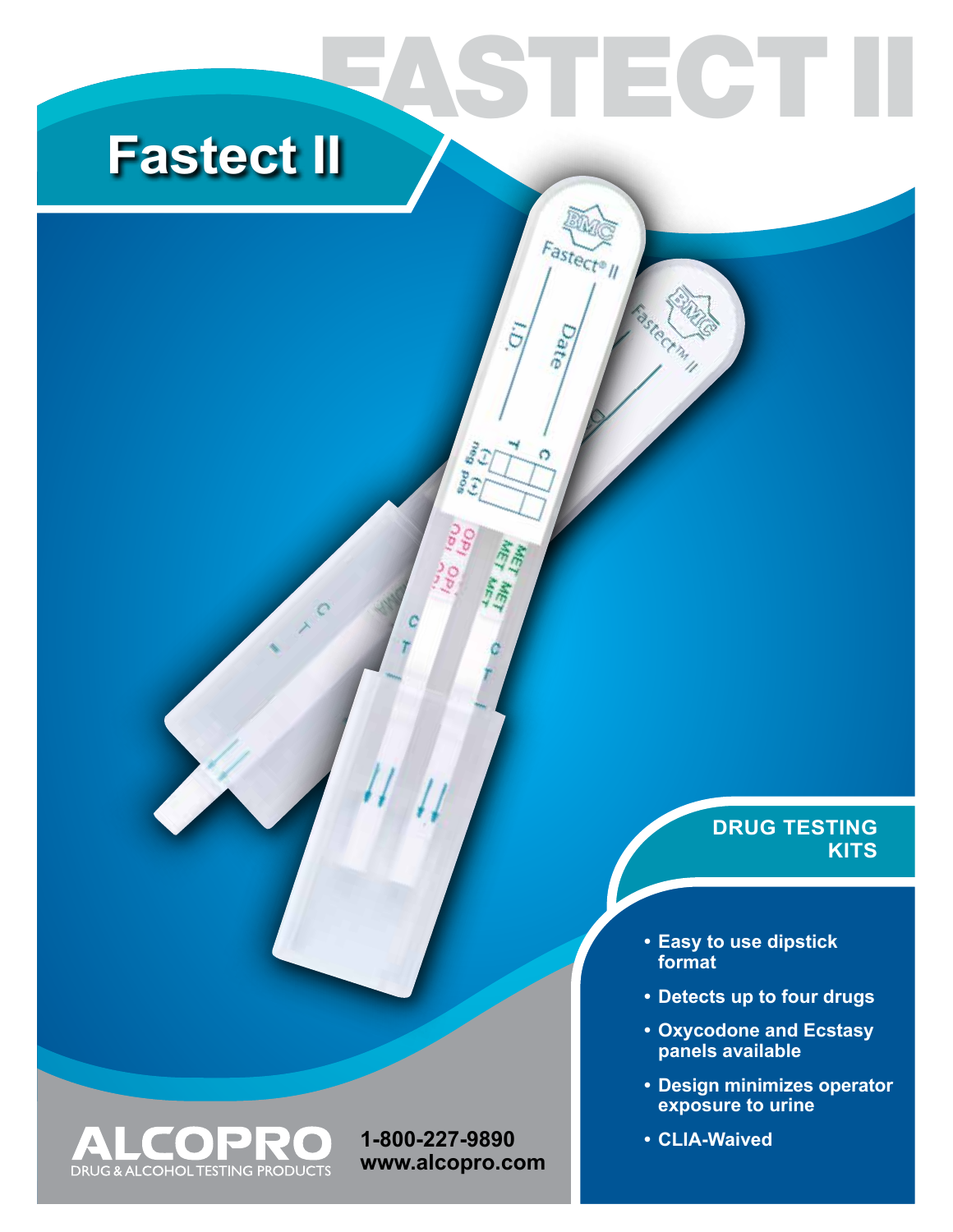# Fastect II

## DRUG TESTING KITS

- Easy to use dipstick format
- Detects up to four drugs
- Oxycodone and Ecstasy panels available
- Design minimizes operator exposure to urine
- CLIA-Waived

ALCOPRO
DRUG & ALCOHOL TESTING PRODUCTS

1-800-227-9890
www.alcopro.com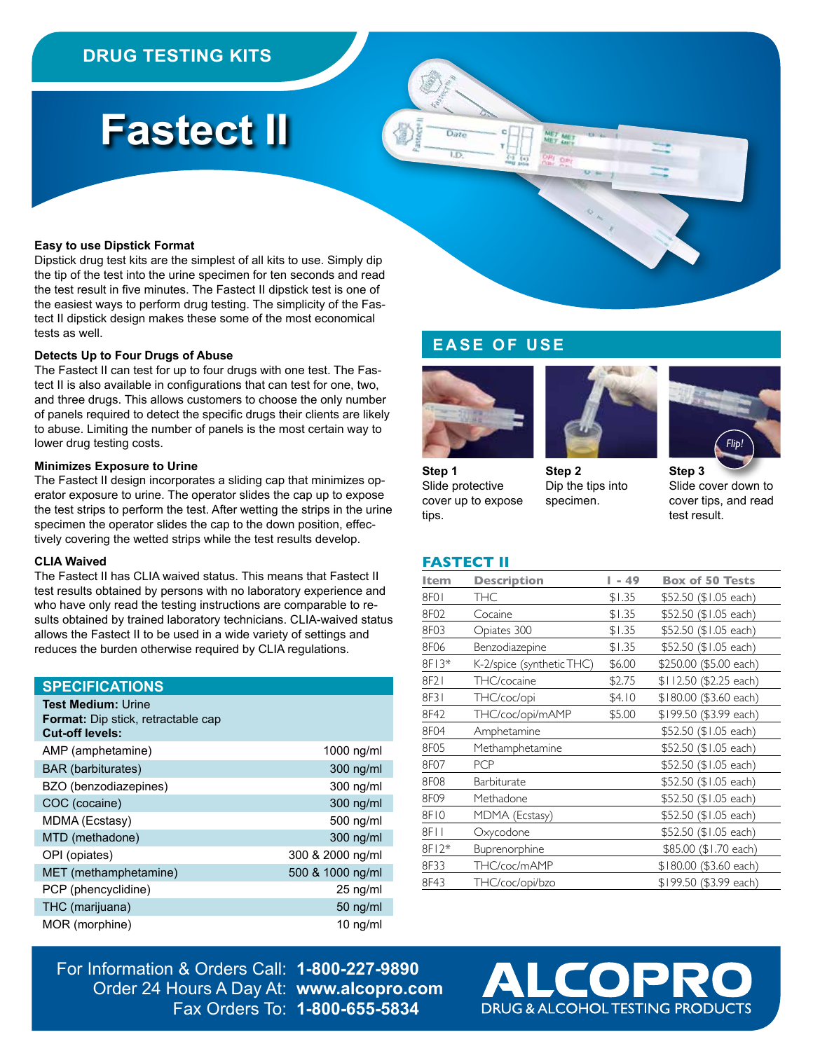DRUG TESTING KITS

# Fastect II

### Easy to use Dipstick Format

Dipstick drug test kits are the simplest of all kits to use. Simply dip the tip of the test into the urine specimen for ten seconds and read the test result in five minutes. The Fastect II dipstick test is one of the easiest ways to perform drug testing. The simplicity of the Fastect II dipstick design makes these some of the most economical tests as well.

### Detects Up to Four Drugs of Abuse

The Fastect II can test for up to four drugs with one test. The Fastect II is also available in configurations that can test for one, two, and three drugs. This allows customers to choose the only number of panels required to detect the specific drugs their clients are likely to abuse. Limiting the number of panels is the most certain way to lower drug testing costs.

### Minimizes Exposure to Urine

The Fastect II design incorporates a sliding cap that minimizes operator exposure to urine. The operator slides the cap up to expose the test strips to perform the test. After wetting the strips in the urine specimen the operator slides the cap to the down position, effectively covering the wetted strips while the test results develop.

### CLIA Waived

The Fastect II has CLIA waived status. This means that Fastect II test results obtained by persons with no laboratory experience and who have only read the testing instructions are comparable to results obtained by trained laboratory technicians. CLIA-waived status allows the Fastect II to be used in a wide variety of settings and reduces the burden otherwise required by CLIA regulations.

## SPECIFICATIONS

**Test Medium:** Urine
**Format:** Dip stick, retractable cap
**Cut-off levels:**

| | |
|---|---|
| AMP (amphetamine) | 1000 ng/ml |
| BAR (barbiturates) | 300 ng/ml |
| BZO (benzodiazepines) | 300 ng/ml |
| COC (cocaine) | 300 ng/ml |
| MDMA (Ecstasy) | 500 ng/ml |
| MTD (methadone) | 300 ng/ml |
| OPI (opiates) | 300 & 2000 ng/ml |
| MET (methamphetamine) | 500 & 1000 ng/ml |
| PCP (phencyclidine) | 25 ng/ml |
| THC (marijuana) | 50 ng/ml |
| MOR (morphine) | 10 ng/ml |

## EASE OF USE

**Step 1**
Slide protective cover up to expose tips.

**Step 2**
Dip the tips into specimen.

**Step 3**
Slide cover down to cover tips, and read test result.

Flip!

## FASTECT II

| Item | Description | 1 - 49 | Box of 50 Tests |
|---|---|---|---|
| 8F01 | THC | $1.35 | $52.50 ($1.05 each) |
| 8F02 | Cocaine | $1.35 | $52.50 ($1.05 each) |
| 8F03 | Opiates 300 | $1.35 | $52.50 ($1.05 each) |
| 8F06 | Benzodiazepine | $1.35 | $52.50 ($1.05 each) |
| 8F13* | K-2/spice (synthetic THC) | $6.00 | $250.00 ($5.00 each) |
| 8F21 | THC/cocaine | $2.75 | $112.50 ($2.25 each) |
| 8F31 | THC/coc/opi | $4.10 | $180.00 ($3.60 each) |
| 8F42 | THC/coc/opi/mAMP | $5.00 | $199.50 ($3.99 each) |
| 8F04 | Amphetamine | | $52.50 ($1.05 each) |
| 8F05 | Methamphetamine | | $52.50 ($1.05 each) |
| 8F07 | PCP | | $52.50 ($1.05 each) |
| 8F08 | Barbiturate | | $52.50 ($1.05 each) |
| 8F09 | Methadone | | $52.50 ($1.05 each) |
| 8F10 | MDMA (Ecstasy) | | $52.50 ($1.05 each) |
| 8F11 | Oxycodone | | $52.50 ($1.05 each) |
| 8F12* | Buprenorphine | | $85.00 ($1.70 each) |
| 8F33 | THC/coc/mAMP | | $180.00 ($3.60 each) |
| 8F43 | THC/coc/opi/bzo | | $199.50 ($3.99 each) |

For Information & Orders Call: **1-800-227-9890**
Order 24 Hours A Day At: **www.alcopro.com**
Fax Orders To: **1-800-655-5834**

**ALCOPRO**
DRUG & ALCOHOL TESTING PRODUCTS